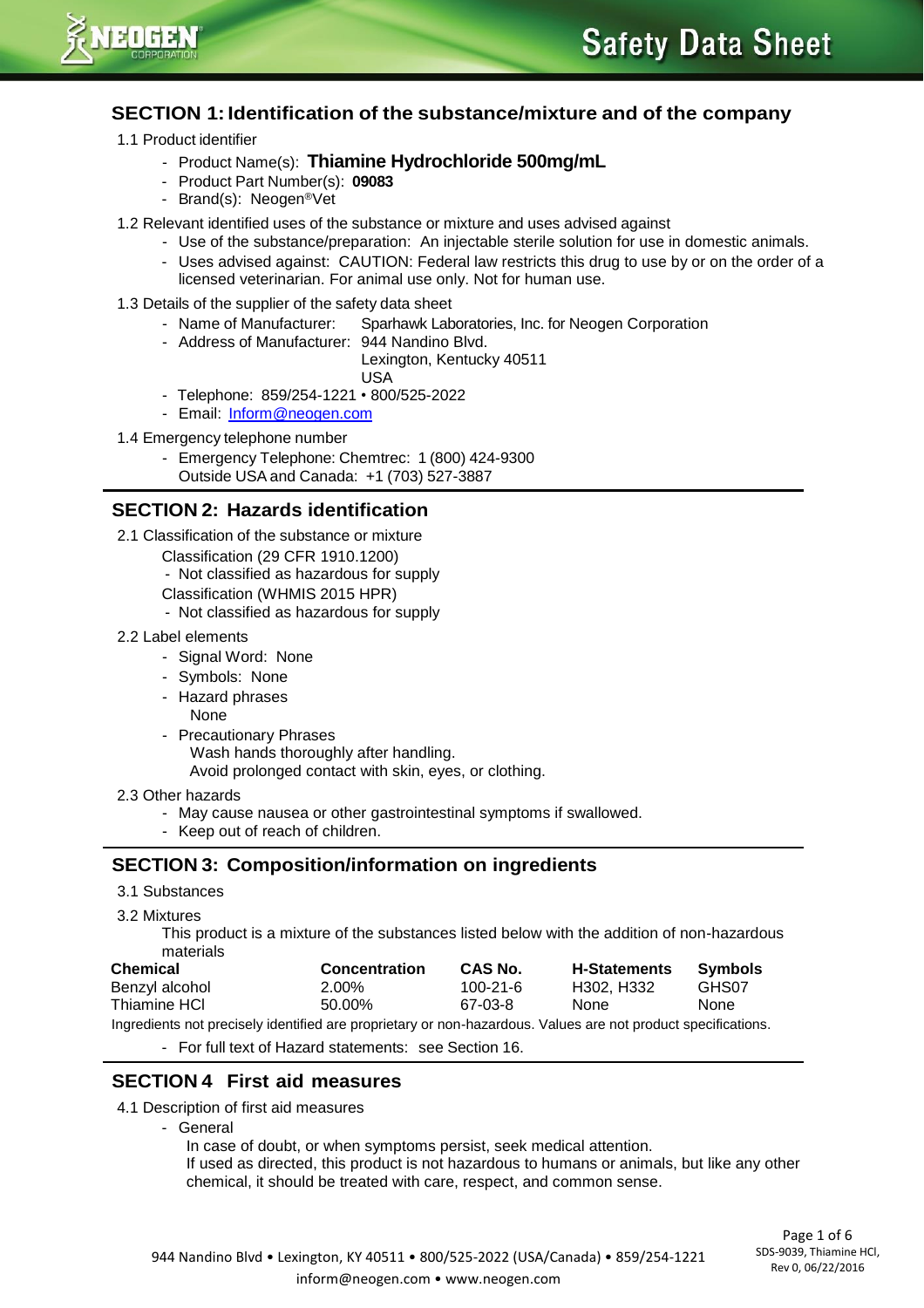# Safety Data Sheet

## SECTION 1: Identification of the substance/mixture and of the company

1.1 Product identifier

- Product Name(s): **Thiamine Hydrochloride 500mg/mL**
- Product Part Number(s): **09083**
- Brand(s): Neogen®Vet

1.2 Relevant identified uses of the substance or mixture and uses advised against

- Use of the substance/preparation: An injectable sterile solution for use in domestic animals.
- Uses advised against: CAUTION: Federal law restricts this drug to use by or on the order of a licensed veterinarian. For animal use only. Not for human use.

1.3 Details of the supplier of the safety data sheet

- Name of Manufacturer: Sparhawk Laboratories, Inc. for Neogen Corporation
- Address of Manufacturer: 944 Nandino Blvd.
  Lexington, Kentucky 40511
  USA
- Telephone: 859/254-1221 • 800/525-2022
- Email: Inform@neogen.com

1.4 Emergency telephone number

- Emergency Telephone: Chemtrec: 1 (800) 424-9300
  Outside USA and Canada: +1 (703) 527-3887

## SECTION 2: Hazards identification

2.1 Classification of the substance or mixture

Classification (29 CFR 1910.1200)

- Not classified as hazardous for supply

Classification (WHMIS 2015 HPR)

- Not classified as hazardous for supply

2.2 Label elements

- Signal Word: None
- Symbols: None
- Hazard phrases
  None
- Precautionary Phrases
  Wash hands thoroughly after handling.
  Avoid prolonged contact with skin, eyes, or clothing.

2.3 Other hazards

- May cause nausea or other gastrointestinal symptoms if swallowed.
- Keep out of reach of children.

## SECTION 3: Composition/information on ingredients

3.1 Substances

3.2 Mixtures

This product is a mixture of the substances listed below with the addition of non-hazardous materials

| Chemical | Concentration | CAS No. | H-Statements | Symbols |
|---|---|---|---|---|
| Benzyl alcohol | 2.00% | 100-21-6 | H302, H332 | GHS07 |
| Thiamine HCl | 50.00% | 67-03-8 | None | None |

Ingredients not precisely identified are proprietary or non-hazardous. Values are not product specifications.

- For full text of Hazard statements: see Section 16.

## SECTION 4 First aid measures

4.1 Description of first aid measures

- General
  In case of doubt, or when symptoms persist, seek medical attention.
  If used as directed, this product is not hazardous to humans or animals, but like any other chemical, it should be treated with care, respect, and common sense.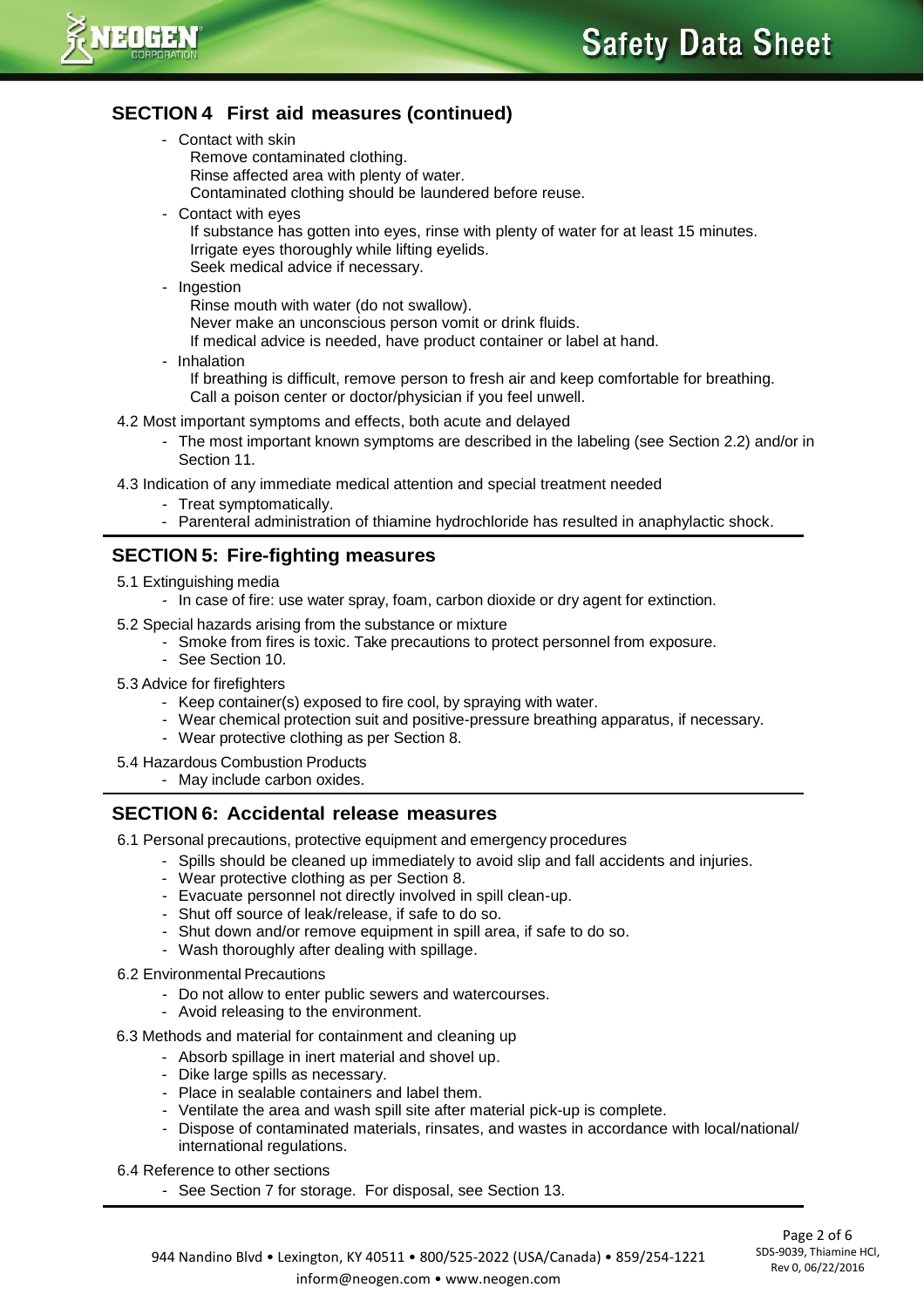## SECTION 4 First aid measures (continued)

- Contact with skin
  Remove contaminated clothing.
  Rinse affected area with plenty of water.
  Contaminated clothing should be laundered before reuse.
- Contact with eyes
  If substance has gotten into eyes, rinse with plenty of water for at least 15 minutes.
  Irrigate eyes thoroughly while lifting eyelids.
  Seek medical advice if necessary.
- Ingestion
  Rinse mouth with water (do not swallow).
  Never make an unconscious person vomit or drink fluids.
  If medical advice is needed, have product container or label at hand.
- Inhalation
  If breathing is difficult, remove person to fresh air and keep comfortable for breathing.
  Call a poison center or doctor/physician if you feel unwell.

4.2 Most important symptoms and effects, both acute and delayed

- The most important known symptoms are described in the labeling (see Section 2.2) and/or in Section 11.

4.3 Indication of any immediate medical attention and special treatment needed

- Treat symptomatically.
- Parenteral administration of thiamine hydrochloride has resulted in anaphylactic shock.

## SECTION 5: Fire-fighting measures

5.1 Extinguishing media

- In case of fire: use water spray, foam, carbon dioxide or dry agent for extinction.

5.2 Special hazards arising from the substance or mixture

- Smoke from fires is toxic. Take precautions to protect personnel from exposure.
- See Section 10.

5.3 Advice for firefighters

- Keep container(s) exposed to fire cool, by spraying with water.
- Wear chemical protection suit and positive-pressure breathing apparatus, if necessary.
- Wear protective clothing as per Section 8.

5.4 Hazardous Combustion Products

- May include carbon oxides.

## SECTION 6: Accidental release measures

6.1 Personal precautions, protective equipment and emergency procedures

- Spills should be cleaned up immediately to avoid slip and fall accidents and injuries.
- Wear protective clothing as per Section 8.
- Evacuate personnel not directly involved in spill clean-up.
- Shut off source of leak/release, if safe to do so.
- Shut down and/or remove equipment in spill area, if safe to do so.
- Wash thoroughly after dealing with spillage.

6.2 Environmental Precautions

- Do not allow to enter public sewers and watercourses.
- Avoid releasing to the environment.

6.3 Methods and material for containment and cleaning up

- Absorb spillage in inert material and shovel up.
- Dike large spills as necessary.
- Place in sealable containers and label them.
- Ventilate the area and wash spill site after material pick-up is complete.
- Dispose of contaminated materials, rinsates, and wastes in accordance with local/national/ international regulations.

6.4 Reference to other sections

- See Section 7 for storage. For disposal, see Section 13.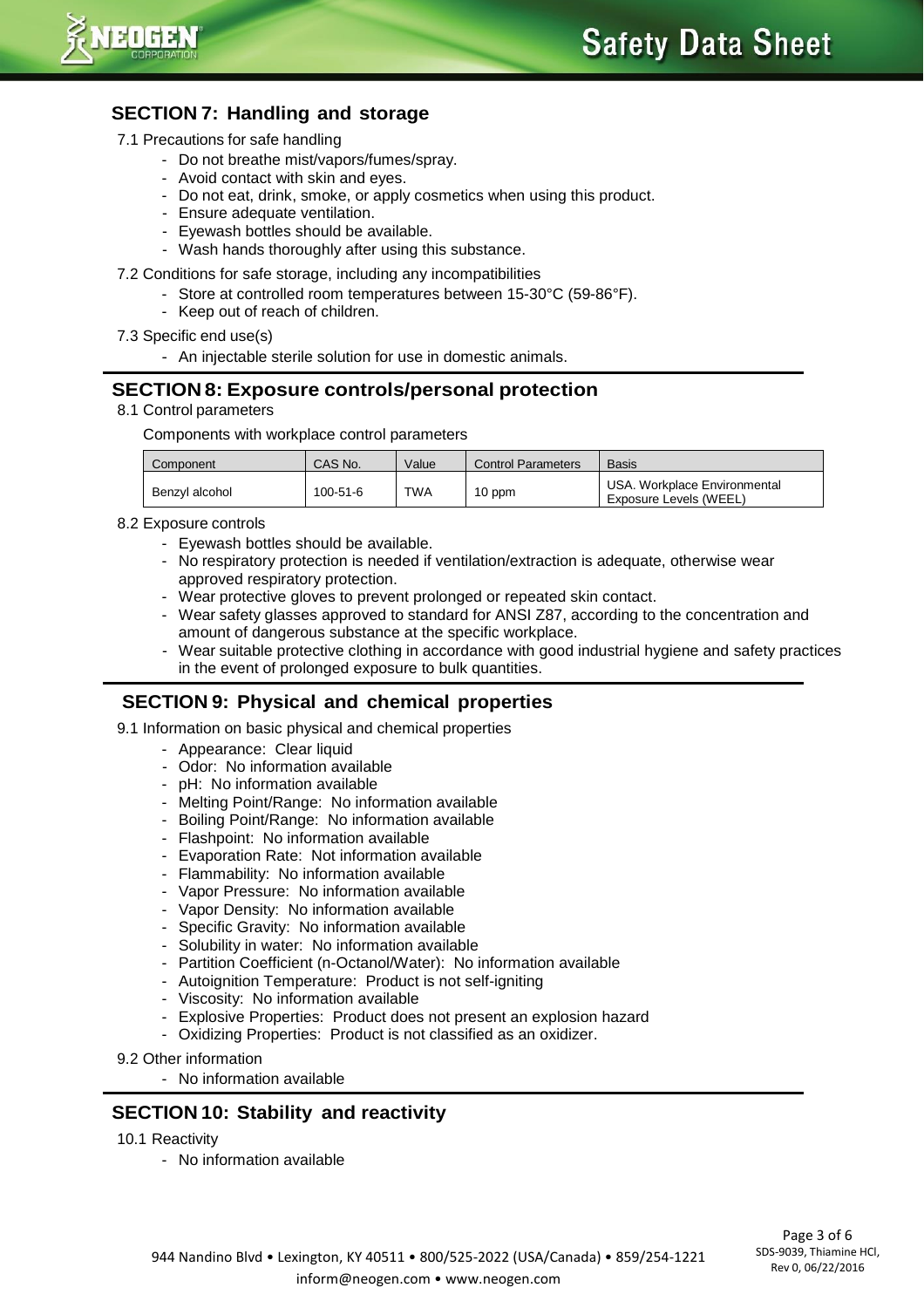## SECTION 7: Handling and storage

7.1 Precautions for safe handling

- Do not breathe mist/vapors/fumes/spray.
- Avoid contact with skin and eyes.
- Do not eat, drink, smoke, or apply cosmetics when using this product.
- Ensure adequate ventilation.
- Eyewash bottles should be available.
- Wash hands thoroughly after using this substance.

7.2 Conditions for safe storage, including any incompatibilities

- Store at controlled room temperatures between 15-30°C (59-86°F).
- Keep out of reach of children.

7.3 Specific end use(s)

- An injectable sterile solution for use in domestic animals.

## SECTION 8: Exposure controls/personal protection

8.1 Control parameters

Components with workplace control parameters

| Component | CAS No. | Value | Control Parameters | Basis |
|---|---|---|---|---|
| Benzyl alcohol | 100-51-6 | TWA | 10 ppm | USA. Workplace Environmental Exposure Levels (WEEL) |

8.2 Exposure controls

- Eyewash bottles should be available.
- No respiratory protection is needed if ventilation/extraction is adequate, otherwise wear approved respiratory protection.
- Wear protective gloves to prevent prolonged or repeated skin contact.
- Wear safety glasses approved to standard for ANSI Z87, according to the concentration and amount of dangerous substance at the specific workplace.
- Wear suitable protective clothing in accordance with good industrial hygiene and safety practices in the event of prolonged exposure to bulk quantities.

## SECTION 9: Physical and chemical properties

9.1 Information on basic physical and chemical properties

- Appearance: Clear liquid
- Odor: No information available
- pH: No information available
- Melting Point/Range: No information available
- Boiling Point/Range: No information available
- Flashpoint: No information available
- Evaporation Rate: Not information available
- Flammability: No information available
- Vapor Pressure: No information available
- Vapor Density: No information available
- Specific Gravity: No information available
- Solubility in water: No information available
- Partition Coefficient (n-Octanol/Water): No information available
- Autoignition Temperature: Product is not self-igniting
- Viscosity: No information available
- Explosive Properties: Product does not present an explosion hazard
- Oxidizing Properties: Product is not classified as an oxidizer.

9.2 Other information

- No information available

## SECTION 10: Stability and reactivity

10.1 Reactivity

- No information available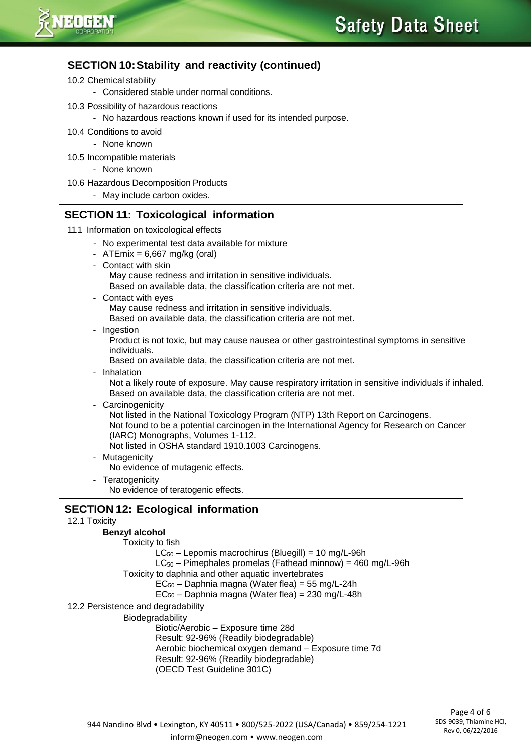## SECTION 10: Stability and reactivity (continued)

10.2 Chemical stability

- Considered stable under normal conditions.

10.3 Possibility of hazardous reactions

- No hazardous reactions known if used for its intended purpose.

10.4 Conditions to avoid

- None known

10.5 Incompatible materials

- None known

10.6 Hazardous Decomposition Products

- May include carbon oxides.

## SECTION 11: Toxicological information

11.1 Information on toxicological effects

- No experimental test data available for mixture
- ATEmix = 6,667 mg/kg (oral)
- Contact with skin
  May cause redness and irritation in sensitive individuals.
  Based on available data, the classification criteria are not met.
- Contact with eyes
  May cause redness and irritation in sensitive individuals.
  Based on available data, the classification criteria are not met.
- Ingestion
  Product is not toxic, but may cause nausea or other gastrointestinal symptoms in sensitive individuals.
  Based on available data, the classification criteria are not met.
- Inhalation
  Not a likely route of exposure. May cause respiratory irritation in sensitive individuals if inhaled.
  Based on available data, the classification criteria are not met.
- Carcinogenicity
  Not listed in the National Toxicology Program (NTP) 13th Report on Carcinogens.
  Not found to be a potential carcinogen in the International Agency for Research on Cancer (IARC) Monographs, Volumes 1-112.
  Not listed in OSHA standard 1910.1003 Carcinogens.
- Mutagenicity
  No evidence of mutagenic effects.
- Teratogenicity
  No evidence of teratogenic effects.

## SECTION 12: Ecological information

12.1 Toxicity

**Benzyl alcohol**

Toxicity to fish

$LC_{50}$ – Lepomis macrochirus (Bluegill) = 10 mg/L-96h
$LC_{50}$ – Pimephales promelas (Fathead minnow) = 460 mg/L-96h

Toxicity to daphnia and other aquatic invertebrates

$EC_{50}$ – Daphnia magna (Water flea) = 55 mg/L-24h
$EC_{50}$ – Daphnia magna (Water flea) = 230 mg/L-48h

12.2 Persistence and degradability

Biodegradability

Biotic/Aerobic – Exposure time 28d
Result: 92-96% (Readily biodegradable)
Aerobic biochemical oxygen demand – Exposure time 7d
Result: 92-96% (Readily biodegradable)
(OECD Test Guideline 301C)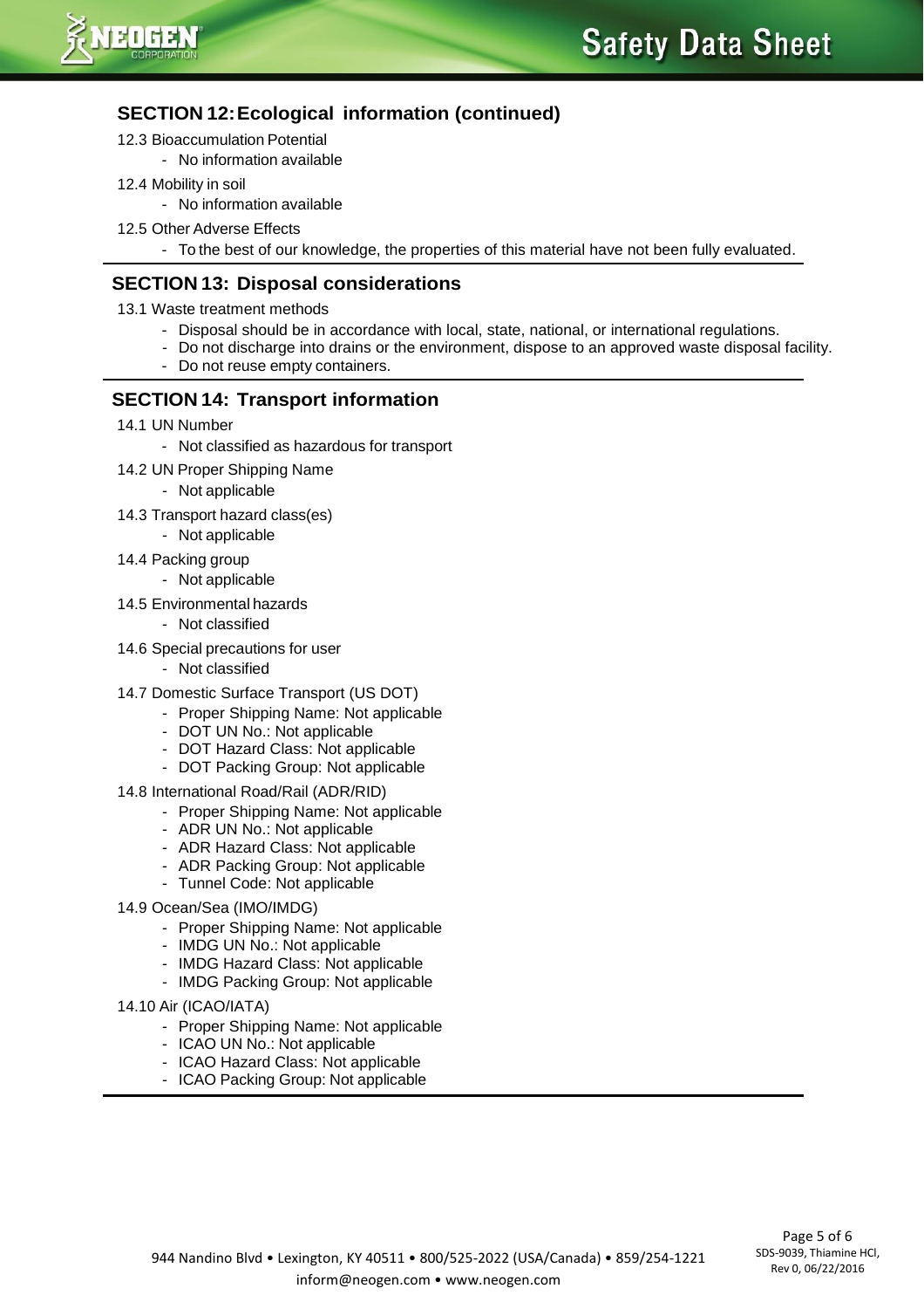## SECTION 12: Ecological information (continued)

12.3 Bioaccumulation Potential

- No information available

12.4 Mobility in soil

- No information available

12.5 Other Adverse Effects

- To the best of our knowledge, the properties of this material have not been fully evaluated.

## SECTION 13: Disposal considerations

13.1 Waste treatment methods

- Disposal should be in accordance with local, state, national, or international regulations.
- Do not discharge into drains or the environment, dispose to an approved waste disposal facility.
- Do not reuse empty containers.

## SECTION 14: Transport information

14.1 UN Number

- Not classified as hazardous for transport

14.2 UN Proper Shipping Name

- Not applicable

14.3 Transport hazard class(es)

- Not applicable

14.4 Packing group

- Not applicable

14.5 Environmental hazards

- Not classified

14.6 Special precautions for user

- Not classified

14.7 Domestic Surface Transport (US DOT)

- Proper Shipping Name: Not applicable
- DOT UN No.: Not applicable
- DOT Hazard Class: Not applicable
- DOT Packing Group: Not applicable

14.8 International Road/Rail (ADR/RID)

- Proper Shipping Name: Not applicable
- ADR UN No.: Not applicable
- ADR Hazard Class: Not applicable
- ADR Packing Group: Not applicable
- Tunnel Code: Not applicable

14.9 Ocean/Sea (IMO/IMDG)

- Proper Shipping Name: Not applicable
- IMDG UN No.: Not applicable
- IMDG Hazard Class: Not applicable
- IMDG Packing Group: Not applicable

14.10 Air (ICAO/IATA)

- Proper Shipping Name: Not applicable
- ICAO UN No.: Not applicable
- ICAO Hazard Class: Not applicable
- ICAO Packing Group: Not applicable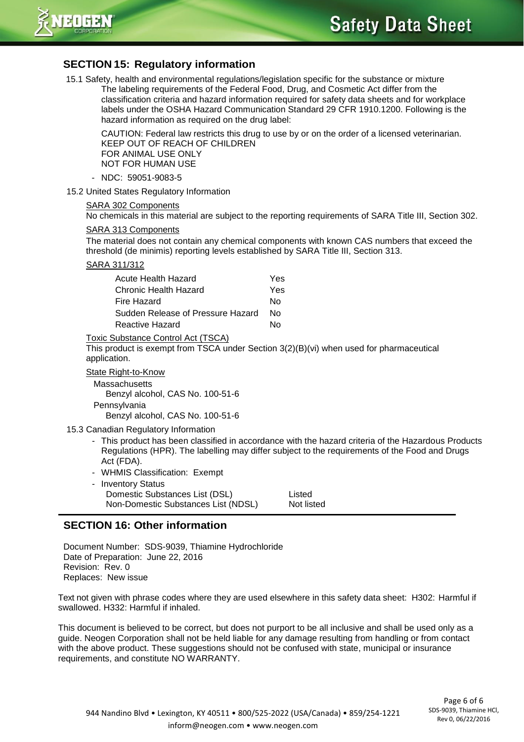## SECTION 15: Regulatory information

15.1 Safety, health and environmental regulations/legislation specific for the substance or mixture

The labeling requirements of the Federal Food, Drug, and Cosmetic Act differ from the classification criteria and hazard information required for safety data sheets and for workplace labels under the OSHA Hazard Communication Standard 29 CFR 1910.1200. Following is the hazard information as required on the drug label:

CAUTION: Federal law restricts this drug to use by or on the order of a licensed veterinarian.
KEEP OUT OF REACH OF CHILDREN
FOR ANIMAL USE ONLY
NOT FOR HUMAN USE

- NDC: 59051-9083-5

15.2 United States Regulatory Information

SARA 302 Components
No chemicals in this material are subject to the reporting requirements of SARA Title III, Section 302.

SARA 313 Components
The material does not contain any chemical components with known CAS numbers that exceed the threshold (de minimis) reporting levels established by SARA Title III, Section 313.

SARA 311/312

| | |
|---|---|
| Acute Health Hazard | Yes |
| Chronic Health Hazard | Yes |
| Fire Hazard | No |
| Sudden Release of Pressure Hazard | No |
| Reactive Hazard | No |

Toxic Substance Control Act (TSCA)
This product is exempt from TSCA under Section 3(2)(B)(vi) when used for pharmaceutical application.

State Right-to-Know

Massachusetts
Benzyl alcohol, CAS No. 100-51-6

Pennsylvania
Benzyl alcohol, CAS No. 100-51-6

15.3 Canadian Regulatory Information

- This product has been classified in accordance with the hazard criteria of the Hazardous Products Regulations (HPR). The labelling may differ subject to the requirements of the Food and Drugs Act (FDA).
- WHMIS Classification: Exempt
- Inventory Status

| | |
|---|---|
| Domestic Substances List (DSL) | Listed |
| Non-Domestic Substances List (NDSL) | Not listed |

## SECTION 16: Other information

Document Number: SDS-9039, Thiamine Hydrochloride
Date of Preparation: June 22, 2016
Revision: Rev. 0
Replaces: New issue

Text not given with phrase codes where they are used elsewhere in this safety data sheet: H302: Harmful if swallowed. H332: Harmful if inhaled.

This document is believed to be correct, but does not purport to be all inclusive and shall be used only as a guide. Neogen Corporation shall not be held liable for any damage resulting from handling or from contact with the above product. These suggestions should not be confused with state, municipal or insurance requirements, and constitute NO WARRANTY.

944 Nandino Blvd • Lexington, KY 40511 • 800/525-2022 (USA/Canada) • 859/254-1221
inform@neogen.com • www.neogen.com